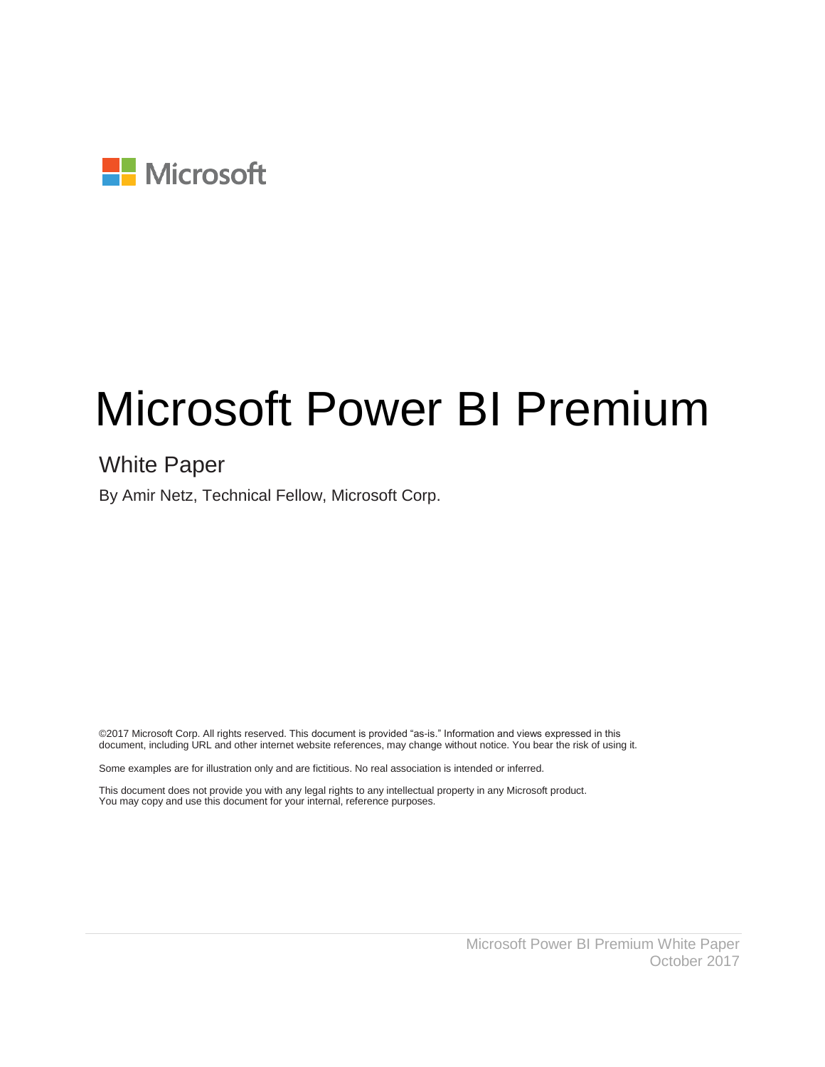Microsoft

# Microsoft Power BI Premium

## White Paper

By Amir Netz, Technical Fellow, Microsoft Corp.

©2017 Microsoft Corp. All rights reserved. This document is provided "as-is." Information and views expressed in this document, including URL and other internet website references, may change without notice. You bear the risk of using it.

Some examples are for illustration only and are fictitious. No real association is intended or inferred.

This document does not provide you with any legal rights to any intellectual property in any Microsoft product. You may copy and use this document for your internal, reference purposes.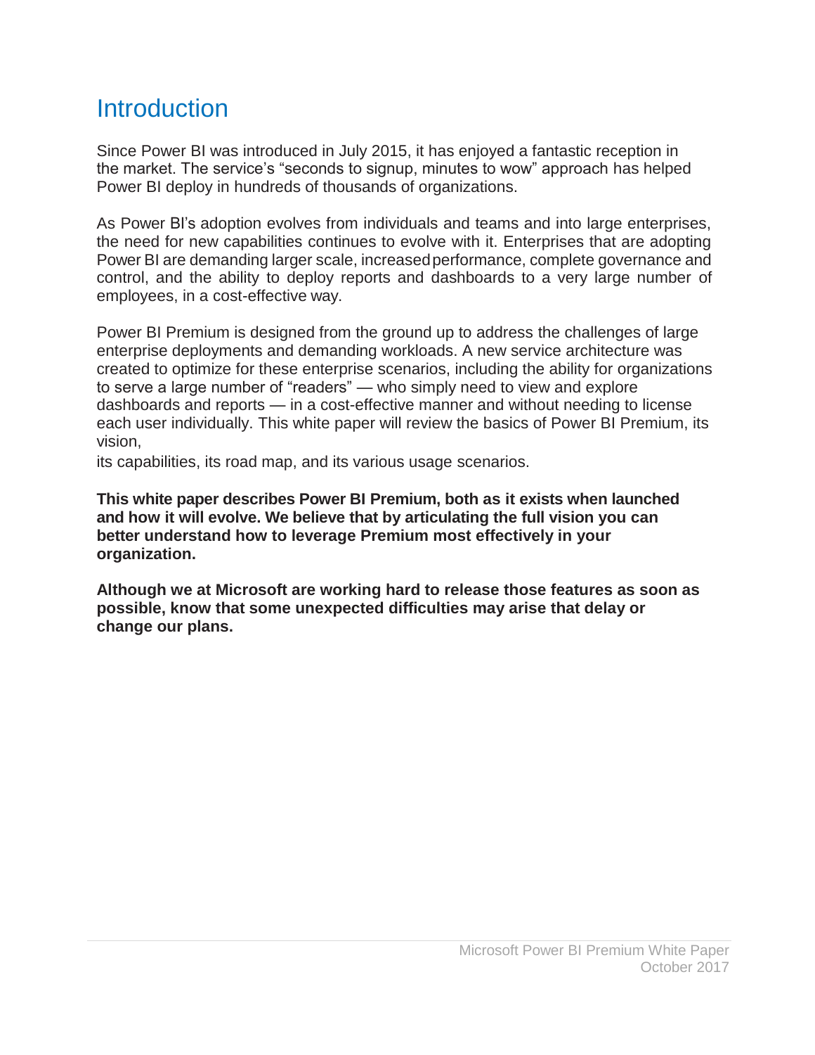# Introduction

Since Power BI was introduced in July 2015, it has enjoyed a fantastic reception in the market. The service's "seconds to signup, minutes to wow" approach has helped Power BI deploy in hundreds of thousands of organizations.

As Power BI's adoption evolves from individuals and teams and into large enterprises, the need for new capabilities continues to evolve with it. Enterprises that are adopting Power BI are demanding larger scale, increased performance, complete governance and control, and the ability to deploy reports and dashboards to a very large number of employees, in a cost-effective way.

Power BI Premium is designed from the ground up to address the challenges of large enterprise deployments and demanding workloads. A new service architecture was created to optimize for these enterprise scenarios, including the ability for organizations to serve a large number of "readers" — who simply need to view and explore dashboards and reports — in a cost-effective manner and without needing to license each user individually. This white paper will review the basics of Power BI Premium, its vision,

its capabilities, its road map, and its various usage scenarios.

**This white paper describes Power BI Premium, both as it exists when launched and how it will evolve. We believe that by articulating the full vision you can better understand how to leverage Premium most effectively in your organization.**

**Although we at Microsoft are working hard to release those features as soon as possible, know that some unexpected difficulties may arise that delay or change our plans.**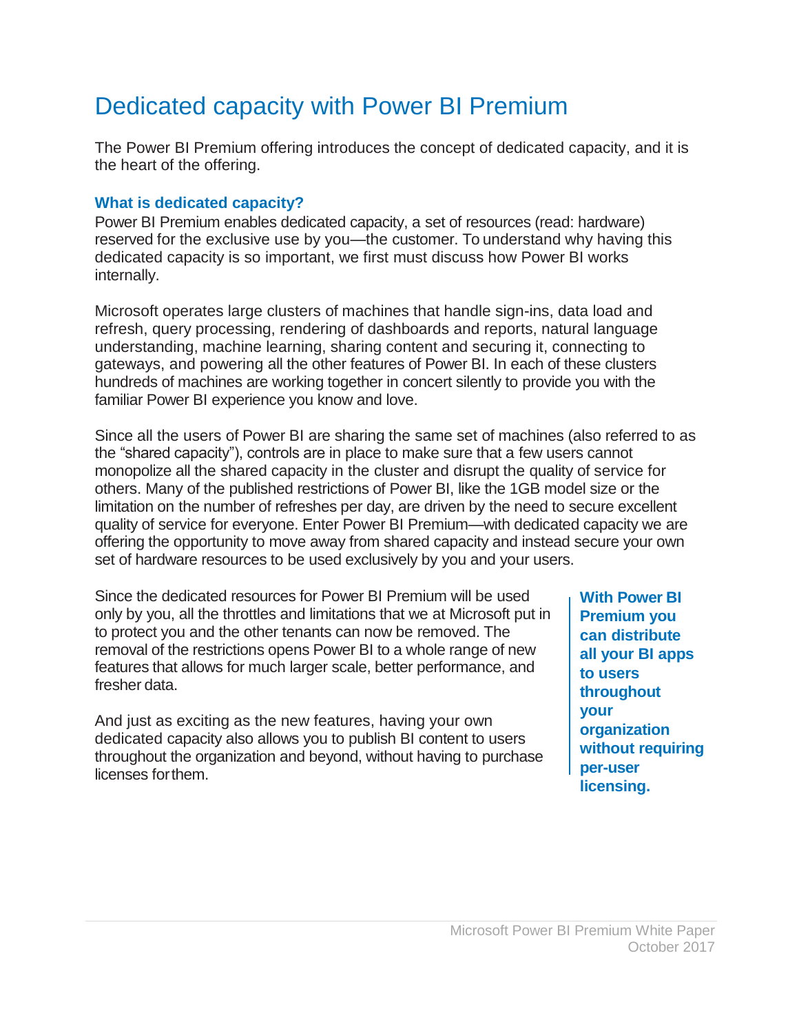# Dedicated capacity with Power BI Premium

The Power BI Premium offering introduces the concept of dedicated capacity, and it is the heart of the offering.

### What is dedicated capacity?

Power BI Premium enables dedicated capacity, a set of resources (read: hardware) reserved for the exclusive use by you—the customer. To understand why having this dedicated capacity is so important, we first must discuss how Power BI works internally.

Microsoft operates large clusters of machines that handle sign-ins, data load and refresh, query processing, rendering of dashboards and reports, natural language understanding, machine learning, sharing content and securing it, connecting to gateways, and powering all the other features of Power BI. In each of these clusters hundreds of machines are working together in concert silently to provide you with the familiar Power BI experience you know and love.

Since all the users of Power BI are sharing the same set of machines (also referred to as the "shared capacity"), controls are in place to make sure that a few users cannot monopolize all the shared capacity in the cluster and disrupt the quality of service for others. Many of the published restrictions of Power BI, like the 1GB model size or the limitation on the number of refreshes per day, are driven by the need to secure excellent quality of service for everyone. Enter Power BI Premium—with dedicated capacity we are offering the opportunity to move away from shared capacity and instead secure your own set of hardware resources to be used exclusively by you and your users.

Since the dedicated resources for Power BI Premium will be used only by you, all the throttles and limitations that we at Microsoft put in to protect you and the other tenants can now be removed. The removal of the restrictions opens Power BI to a whole range of new features that allows for much larger scale, better performance, and fresher data.

And just as exciting as the new features, having your own dedicated capacity also allows you to publish BI content to users throughout the organization and beyond, without having to purchase licenses for them.

**With Power BI Premium you can distribute all your BI apps to users throughout your organization without requiring per-user licensing.**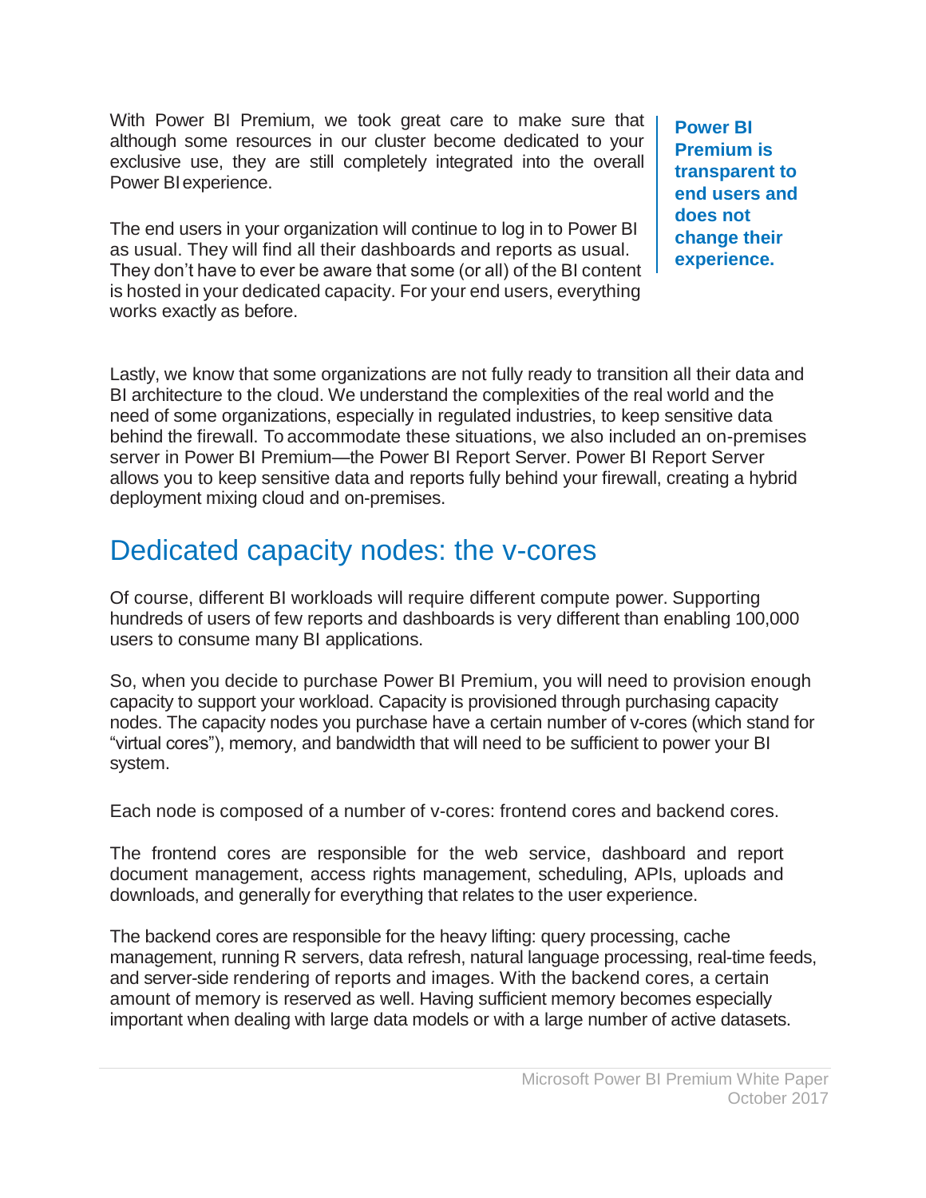With Power BI Premium, we took great care to make sure that although some resources in our cluster become dedicated to your exclusive use, they are still completely integrated into the overall Power BI experience.

**Power BI Premium is transparent to end users and does not change their experience.**

The end users in your organization will continue to log in to Power BI as usual. They will find all their dashboards and reports as usual. They don't have to ever be aware that some (or all) of the BI content is hosted in your dedicated capacity. For your end users, everything works exactly as before.

Lastly, we know that some organizations are not fully ready to transition all their data and BI architecture to the cloud. We understand the complexities of the real world and the need of some organizations, especially in regulated industries, to keep sensitive data behind the firewall. To accommodate these situations, we also included an on-premises server in Power BI Premium—the Power BI Report Server. Power BI Report Server allows you to keep sensitive data and reports fully behind your firewall, creating a hybrid deployment mixing cloud and on-premises.

## Dedicated capacity nodes: the v-cores

Of course, different BI workloads will require different compute power. Supporting hundreds of users of few reports and dashboards is very different than enabling 100,000 users to consume many BI applications.

So, when you decide to purchase Power BI Premium, you will need to provision enough capacity to support your workload. Capacity is provisioned through purchasing capacity nodes. The capacity nodes you purchase have a certain number of v-cores (which stand for "virtual cores"), memory, and bandwidth that will need to be sufficient to power your BI system.

Each node is composed of a number of v-cores: frontend cores and backend cores.

The frontend cores are responsible for the web service, dashboard and report document management, access rights management, scheduling, APIs, uploads and downloads, and generally for everything that relates to the user experience.

The backend cores are responsible for the heavy lifting: query processing, cache management, running R servers, data refresh, natural language processing, real-time feeds, and server-side rendering of reports and images. With the backend cores, a certain amount of memory is reserved as well. Having sufficient memory becomes especially important when dealing with large data models or with a large number of active datasets.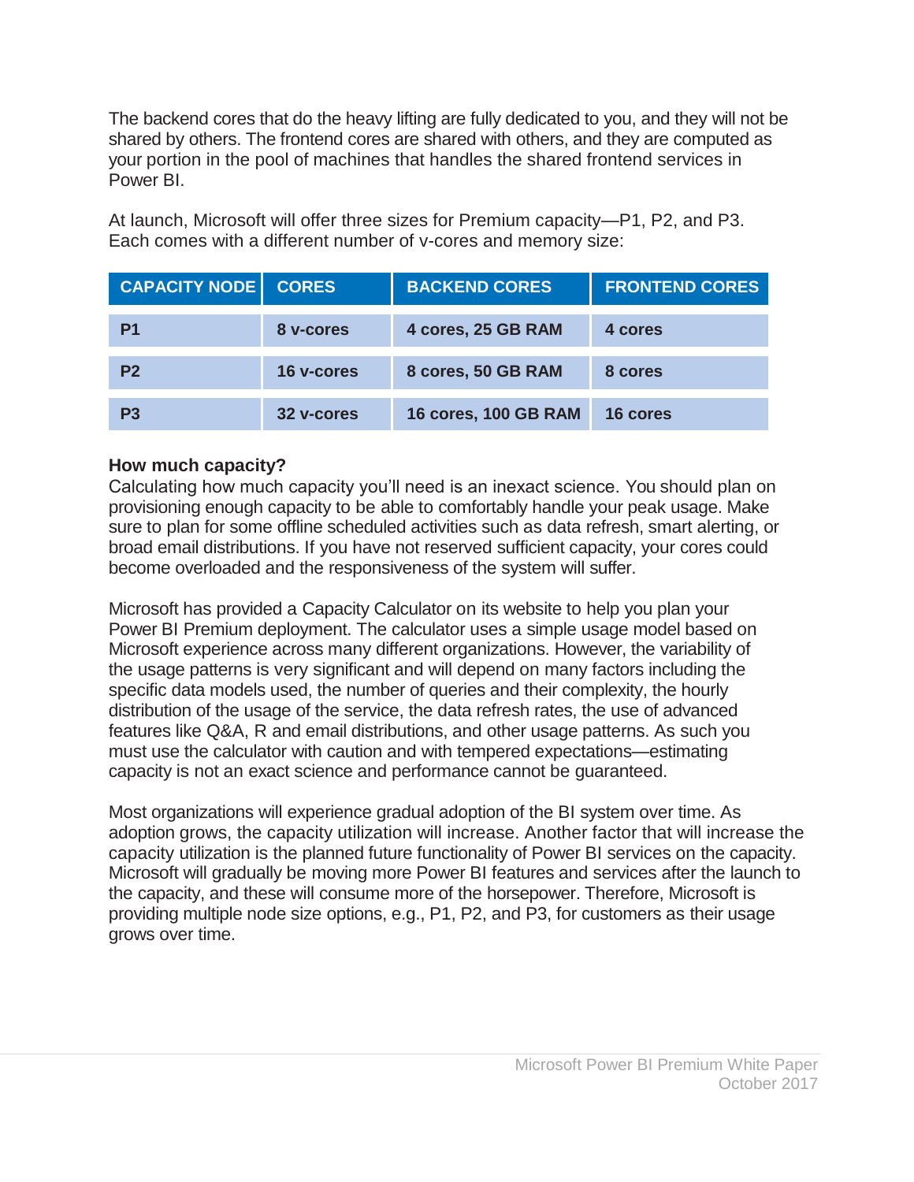The backend cores that do the heavy lifting are fully dedicated to you, and they will not be shared by others. The frontend cores are shared with others, and they are computed as your portion in the pool of machines that handles the shared frontend services in Power BI.

At launch, Microsoft will offer three sizes for Premium capacity—P1, P2, and P3. Each comes with a different number of v-cores and memory size:

| CAPACITY NODE | CORES | BACKEND CORES | FRONTEND CORES |
|---|---|---|---|
| **P1** | **8 v-cores** | **4 cores, 25 GB RAM** | **4 cores** |
| **P2** | **16 v-cores** | **8 cores, 50 GB RAM** | **8 cores** |
| **P3** | **32 v-cores** | **16 cores, 100 GB RAM** | **16 cores** |

**How much capacity?**

Calculating how much capacity you'll need is an inexact science. You should plan on provisioning enough capacity to be able to comfortably handle your peak usage. Make sure to plan for some offline scheduled activities such as data refresh, smart alerting, or broad email distributions. If you have not reserved sufficient capacity, your cores could become overloaded and the responsiveness of the system will suffer.

Microsoft has provided a Capacity Calculator on its website to help you plan your Power BI Premium deployment. The calculator uses a simple usage model based on Microsoft experience across many different organizations. However, the variability of the usage patterns is very significant and will depend on many factors including the specific data models used, the number of queries and their complexity, the hourly distribution of the usage of the service, the data refresh rates, the use of advanced features like Q&A, R and email distributions, and other usage patterns. As such you must use the calculator with caution and with tempered expectations—estimating capacity is not an exact science and performance cannot be guaranteed.

Most organizations will experience gradual adoption of the BI system over time. As adoption grows, the capacity utilization will increase. Another factor that will increase the capacity utilization is the planned future functionality of Power BI services on the capacity. Microsoft will gradually be moving more Power BI features and services after the launch to the capacity, and these will consume more of the horsepower. Therefore, Microsoft is providing multiple node size options, e.g., P1, P2, and P3, for customers as their usage grows over time.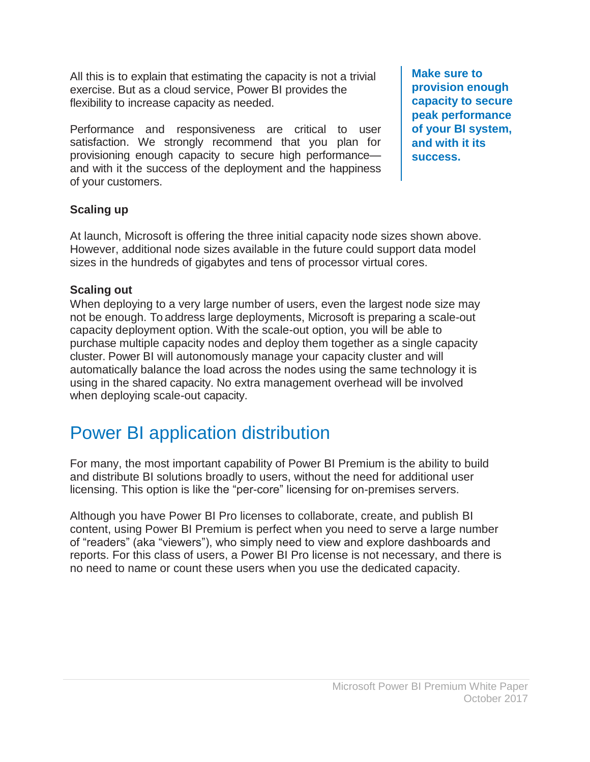All this is to explain that estimating the capacity is not a trivial exercise. But as a cloud service, Power BI provides the flexibility to increase capacity as needed.

Performance and responsiveness are critical to user satisfaction. We strongly recommend that you plan for provisioning enough capacity to secure high performance—and with it the success of the deployment and the happiness of your customers.

**Make sure to provision enough capacity to secure peak performance of your BI system, and with it its success.**

**Scaling up**

At launch, Microsoft is offering the three initial capacity node sizes shown above. However, additional node sizes available in the future could support data model sizes in the hundreds of gigabytes and tens of processor virtual cores.

**Scaling out**

When deploying to a very large number of users, even the largest node size may not be enough. To address large deployments, Microsoft is preparing a scale-out capacity deployment option. With the scale-out option, you will be able to purchase multiple capacity nodes and deploy them together as a single capacity cluster. Power BI will autonomously manage your capacity cluster and will automatically balance the load across the nodes using the same technology it is using in the shared capacity. No extra management overhead will be involved when deploying scale-out capacity.

# Power BI application distribution

For many, the most important capability of Power BI Premium is the ability to build and distribute BI solutions broadly to users, without the need for additional user licensing. This option is like the "per-core" licensing for on-premises servers.

Although you have Power BI Pro licenses to collaborate, create, and publish BI content, using Power BI Premium is perfect when you need to serve a large number of "readers" (aka "viewers"), who simply need to view and explore dashboards and reports. For this class of users, a Power BI Pro license is not necessary, and there is no need to name or count these users when you use the dedicated capacity.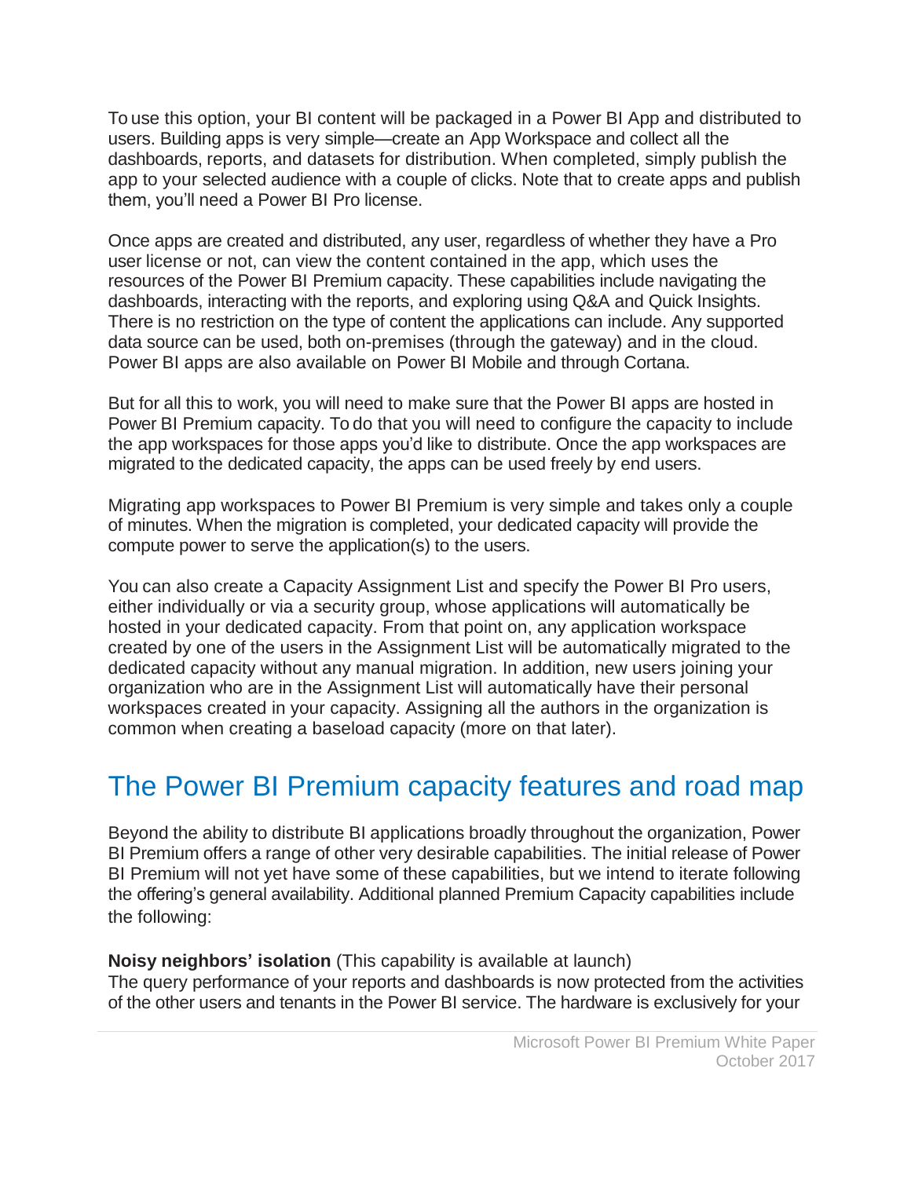To use this option, your BI content will be packaged in a Power BI App and distributed to users. Building apps is very simple—create an App Workspace and collect all the dashboards, reports, and datasets for distribution. When completed, simply publish the app to your selected audience with a couple of clicks. Note that to create apps and publish them, you'll need a Power BI Pro license.

Once apps are created and distributed, any user, regardless of whether they have a Pro user license or not, can view the content contained in the app, which uses the resources of the Power BI Premium capacity. These capabilities include navigating the dashboards, interacting with the reports, and exploring using Q&A and Quick Insights. There is no restriction on the type of content the applications can include. Any supported data source can be used, both on-premises (through the gateway) and in the cloud. Power BI apps are also available on Power BI Mobile and through Cortana.

But for all this to work, you will need to make sure that the Power BI apps are hosted in Power BI Premium capacity. To do that you will need to configure the capacity to include the app workspaces for those apps you'd like to distribute. Once the app workspaces are migrated to the dedicated capacity, the apps can be used freely by end users.

Migrating app workspaces to Power BI Premium is very simple and takes only a couple of minutes. When the migration is completed, your dedicated capacity will provide the compute power to serve the application(s) to the users.

You can also create a Capacity Assignment List and specify the Power BI Pro users, either individually or via a security group, whose applications will automatically be hosted in your dedicated capacity. From that point on, any application workspace created by one of the users in the Assignment List will be automatically migrated to the dedicated capacity without any manual migration. In addition, new users joining your organization who are in the Assignment List will automatically have their personal workspaces created in your capacity. Assigning all the authors in the organization is common when creating a baseload capacity (more on that later).

## The Power BI Premium capacity features and road map

Beyond the ability to distribute BI applications broadly throughout the organization, Power BI Premium offers a range of other very desirable capabilities. The initial release of Power BI Premium will not yet have some of these capabilities, but we intend to iterate following the offering's general availability. Additional planned Premium Capacity capabilities include the following:

**Noisy neighbors' isolation** (This capability is available at launch)
The query performance of your reports and dashboards is now protected from the activities of the other users and tenants in the Power BI service. The hardware is exclusively for your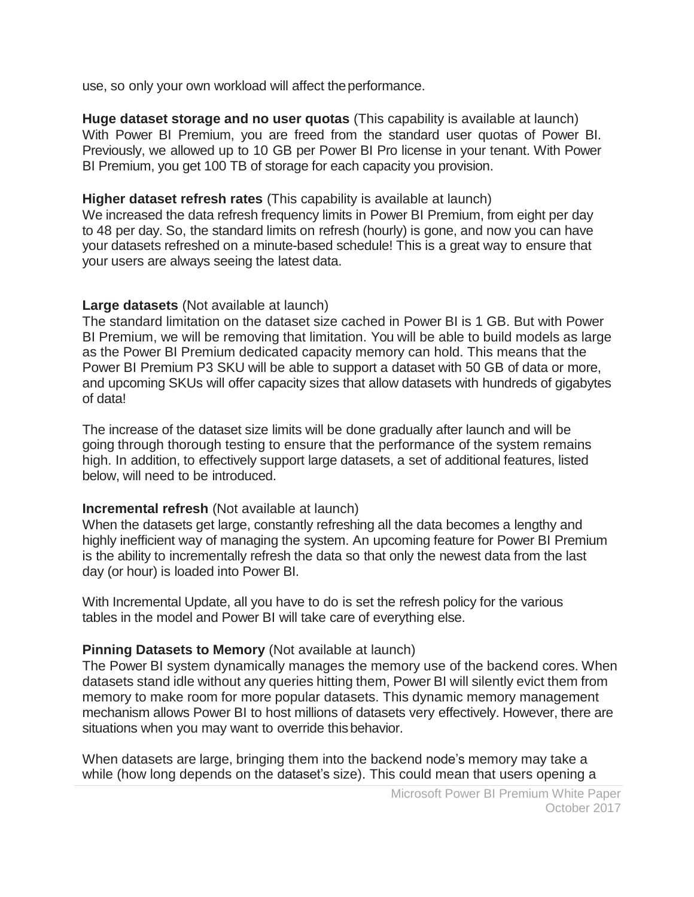use, so only your own workload will affect the performance.

**Huge dataset storage and no user quotas** (This capability is available at launch)
With Power BI Premium, you are freed from the standard user quotas of Power BI. Previously, we allowed up to 10 GB per Power BI Pro license in your tenant. With Power BI Premium, you get 100 TB of storage for each capacity you provision.

**Higher dataset refresh rates** (This capability is available at launch)
We increased the data refresh frequency limits in Power BI Premium, from eight per day to 48 per day. So, the standard limits on refresh (hourly) is gone, and now you can have your datasets refreshed on a minute-based schedule! This is a great way to ensure that your users are always seeing the latest data.

**Large datasets** (Not available at launch)
The standard limitation on the dataset size cached in Power BI is 1 GB. But with Power BI Premium, we will be removing that limitation. You will be able to build models as large as the Power BI Premium dedicated capacity memory can hold. This means that the Power BI Premium P3 SKU will be able to support a dataset with 50 GB of data or more, and upcoming SKUs will offer capacity sizes that allow datasets with hundreds of gigabytes of data!

The increase of the dataset size limits will be done gradually after launch and will be going through thorough testing to ensure that the performance of the system remains high. In addition, to effectively support large datasets, a set of additional features, listed below, will need to be introduced.

**Incremental refresh** (Not available at launch)
When the datasets get large, constantly refreshing all the data becomes a lengthy and highly inefficient way of managing the system. An upcoming feature for Power BI Premium is the ability to incrementally refresh the data so that only the newest data from the last day (or hour) is loaded into Power BI.

With Incremental Update, all you have to do is set the refresh policy for the various tables in the model and Power BI will take care of everything else.

**Pinning Datasets to Memory** (Not available at launch)
The Power BI system dynamically manages the memory use of the backend cores. When datasets stand idle without any queries hitting them, Power BI will silently evict them from memory to make room for more popular datasets. This dynamic memory management mechanism allows Power BI to host millions of datasets very effectively. However, there are situations when you may want to override this behavior.

When datasets are large, bringing them into the backend node's memory may take a while (how long depends on the dataset's size). This could mean that users opening a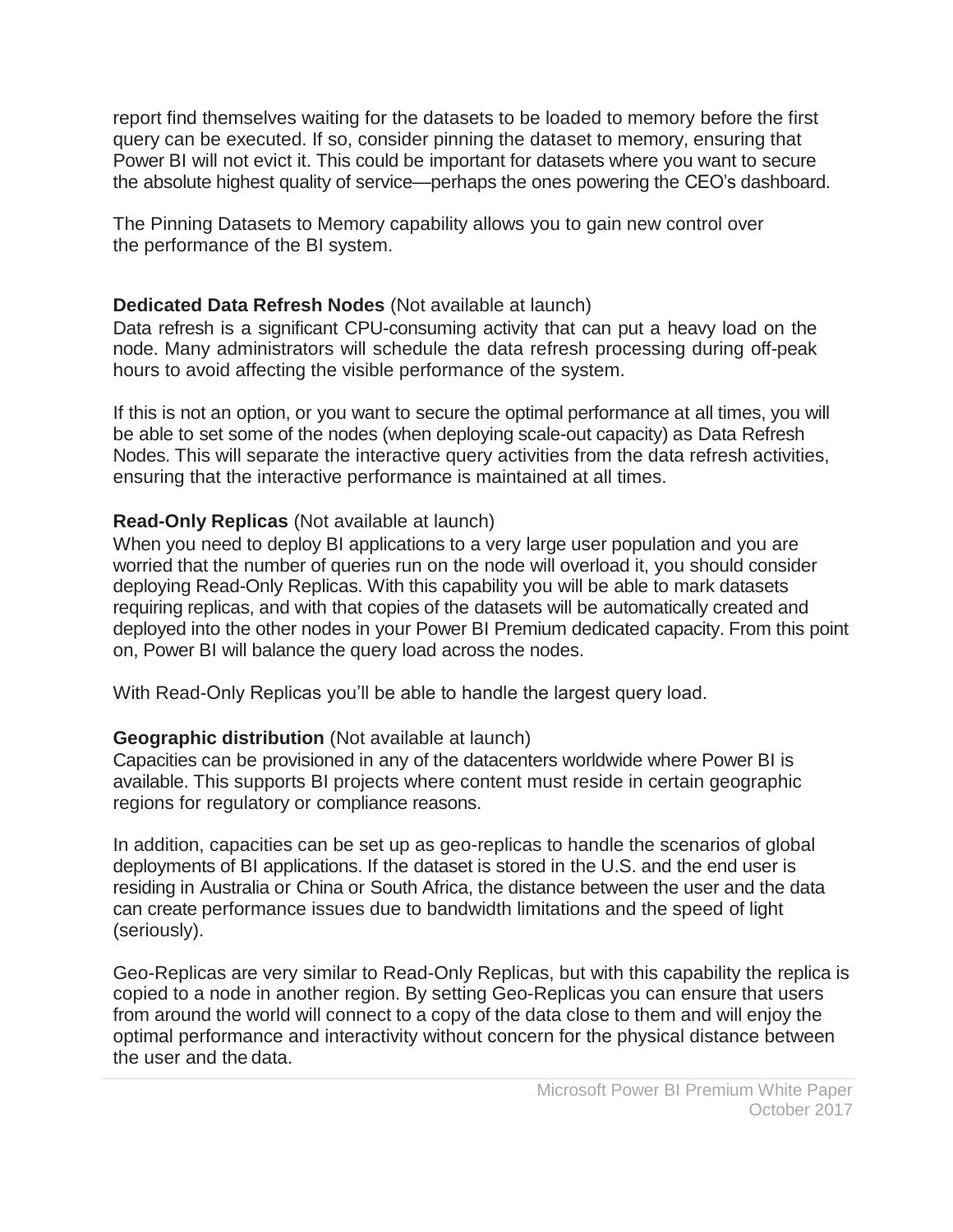report find themselves waiting for the datasets to be loaded to memory before the first query can be executed. If so, consider pinning the dataset to memory, ensuring that Power BI will not evict it. This could be important for datasets where you want to secure the absolute highest quality of service—perhaps the ones powering the CEO's dashboard.

The Pinning Datasets to Memory capability allows you to gain new control over the performance of the BI system.

**Dedicated Data Refresh Nodes** (Not available at launch)

Data refresh is a significant CPU-consuming activity that can put a heavy load on the node. Many administrators will schedule the data refresh processing during off-peak hours to avoid affecting the visible performance of the system.

If this is not an option, or you want to secure the optimal performance at all times, you will be able to set some of the nodes (when deploying scale-out capacity) as Data Refresh Nodes. This will separate the interactive query activities from the data refresh activities, ensuring that the interactive performance is maintained at all times.

**Read-Only Replicas** (Not available at launch)

When you need to deploy BI applications to a very large user population and you are worried that the number of queries run on the node will overload it, you should consider deploying Read-Only Replicas. With this capability you will be able to mark datasets requiring replicas, and with that copies of the datasets will be automatically created and deployed into the other nodes in your Power BI Premium dedicated capacity. From this point on, Power BI will balance the query load across the nodes.

With Read-Only Replicas you'll be able to handle the largest query load.

**Geographic distribution** (Not available at launch)

Capacities can be provisioned in any of the datacenters worldwide where Power BI is available. This supports BI projects where content must reside in certain geographic regions for regulatory or compliance reasons.

In addition, capacities can be set up as geo-replicas to handle the scenarios of global deployments of BI applications. If the dataset is stored in the U.S. and the end user is residing in Australia or China or South Africa, the distance between the user and the data can create performance issues due to bandwidth limitations and the speed of light (seriously).

Geo-Replicas are very similar to Read-Only Replicas, but with this capability the replica is copied to a node in another region. By setting Geo-Replicas you can ensure that users from around the world will connect to a copy of the data close to them and will enjoy the optimal performance and interactivity without concern for the physical distance between the user and the data.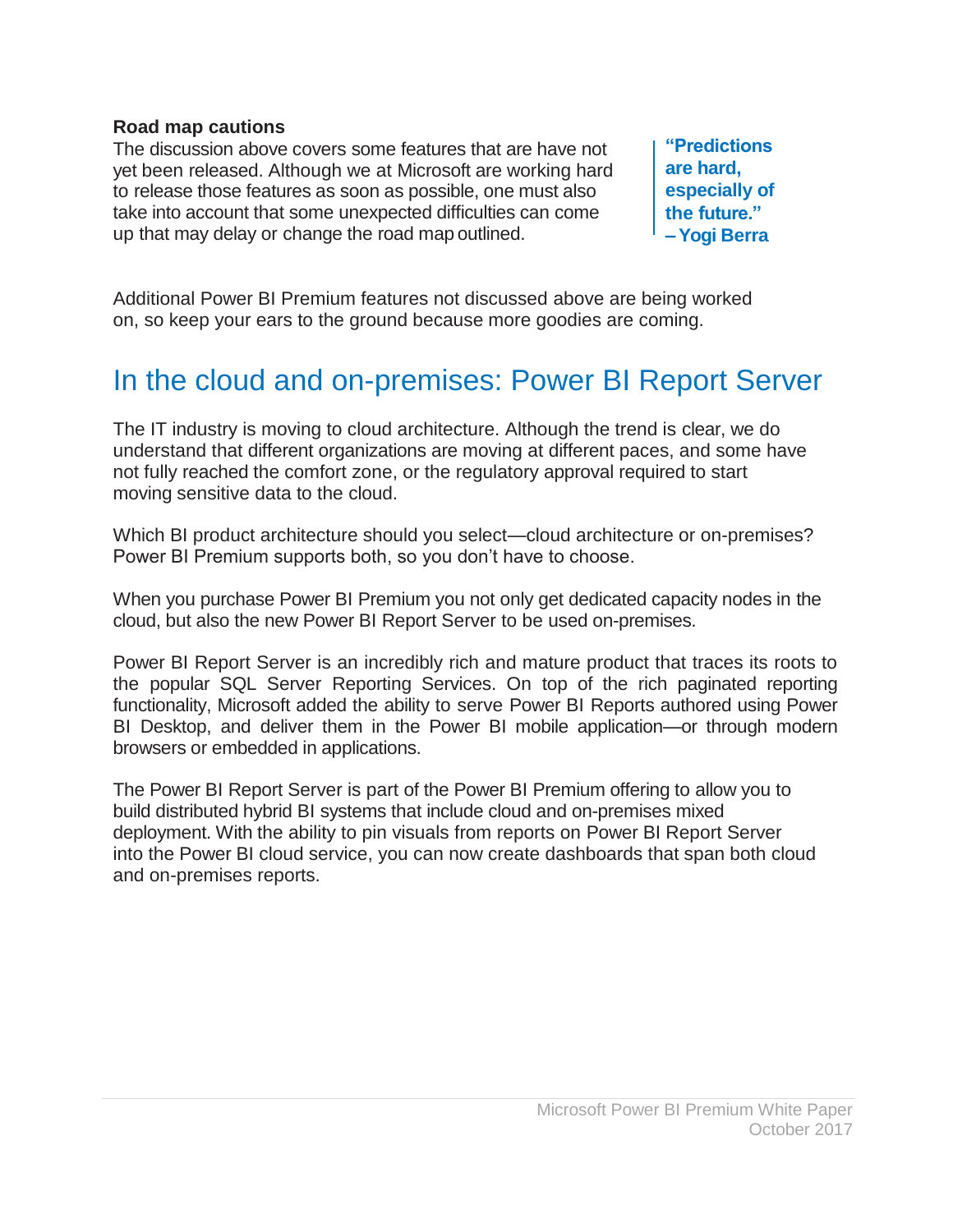**Road map cautions**

The discussion above covers some features that are have not yet been released. Although we at Microsoft are working hard to release those features as soon as possible, one must also take into account that some unexpected difficulties can come up that may delay or change the road map outlined.

> **"Predictions are hard, especially of the future."**
> **– Yogi Berra**

Additional Power BI Premium features not discussed above are being worked on, so keep your ears to the ground because more goodies are coming.

## In the cloud and on-premises: Power BI Report Server

The IT industry is moving to cloud architecture. Although the trend is clear, we do understand that different organizations are moving at different paces, and some have not fully reached the comfort zone, or the regulatory approval required to start moving sensitive data to the cloud.

Which BI product architecture should you select—cloud architecture or on-premises? Power BI Premium supports both, so you don't have to choose.

When you purchase Power BI Premium you not only get dedicated capacity nodes in the cloud, but also the new Power BI Report Server to be used on-premises.

Power BI Report Server is an incredibly rich and mature product that traces its roots to the popular SQL Server Reporting Services. On top of the rich paginated reporting functionality, Microsoft added the ability to serve Power BI Reports authored using Power BI Desktop, and deliver them in the Power BI mobile application—or through modern browsers or embedded in applications.

The Power BI Report Server is part of the Power BI Premium offering to allow you to build distributed hybrid BI systems that include cloud and on-premises mixed deployment. With the ability to pin visuals from reports on Power BI Report Server into the Power BI cloud service, you can now create dashboards that span both cloud and on-premises reports.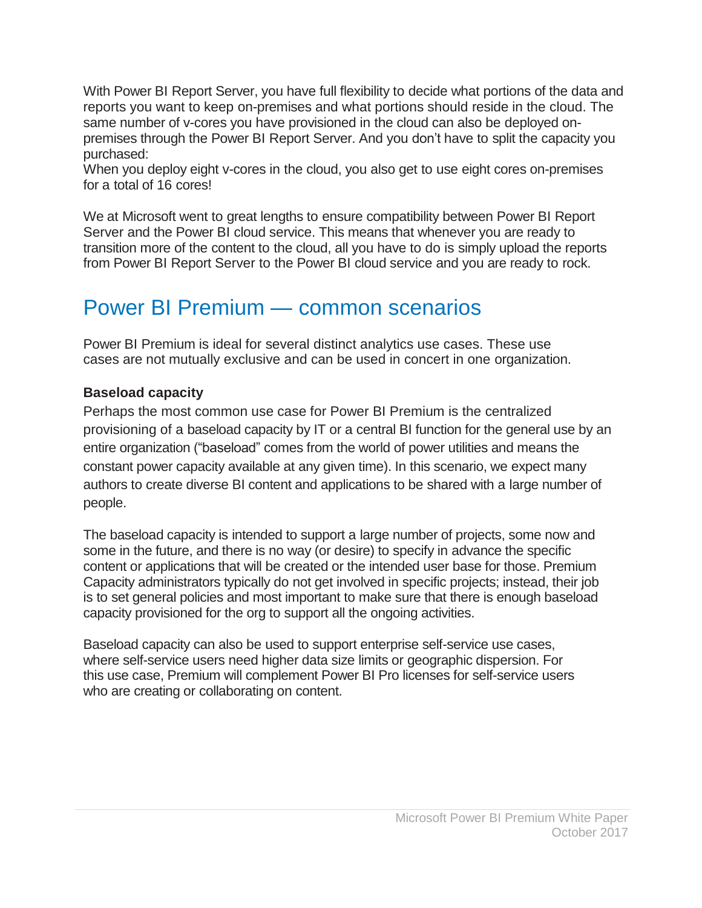With Power BI Report Server, you have full flexibility to decide what portions of the data and reports you want to keep on-premises and what portions should reside in the cloud. The same number of v-cores you have provisioned in the cloud can also be deployed on-premises through the Power BI Report Server. And you don't have to split the capacity you purchased:
When you deploy eight v-cores in the cloud, you also get to use eight cores on-premises for a total of 16 cores!

We at Microsoft went to great lengths to ensure compatibility between Power BI Report Server and the Power BI cloud service. This means that whenever you are ready to transition more of the content to the cloud, all you have to do is simply upload the reports from Power BI Report Server to the Power BI cloud service and you are ready to rock.

## Power BI Premium — common scenarios

Power BI Premium is ideal for several distinct analytics use cases. These use cases are not mutually exclusive and can be used in concert in one organization.

**Baseload capacity**

Perhaps the most common use case for Power BI Premium is the centralized provisioning of a baseload capacity by IT or a central BI function for the general use by an entire organization ("baseload" comes from the world of power utilities and means the constant power capacity available at any given time). In this scenario, we expect many authors to create diverse BI content and applications to be shared with a large number of people.

The baseload capacity is intended to support a large number of projects, some now and some in the future, and there is no way (or desire) to specify in advance the specific content or applications that will be created or the intended user base for those. Premium Capacity administrators typically do not get involved in specific projects; instead, their job is to set general policies and most important to make sure that there is enough baseload capacity provisioned for the org to support all the ongoing activities.

Baseload capacity can also be used to support enterprise self-service use cases, where self-service users need higher data size limits or geographic dispersion. For this use case, Premium will complement Power BI Pro licenses for self-service users who are creating or collaborating on content.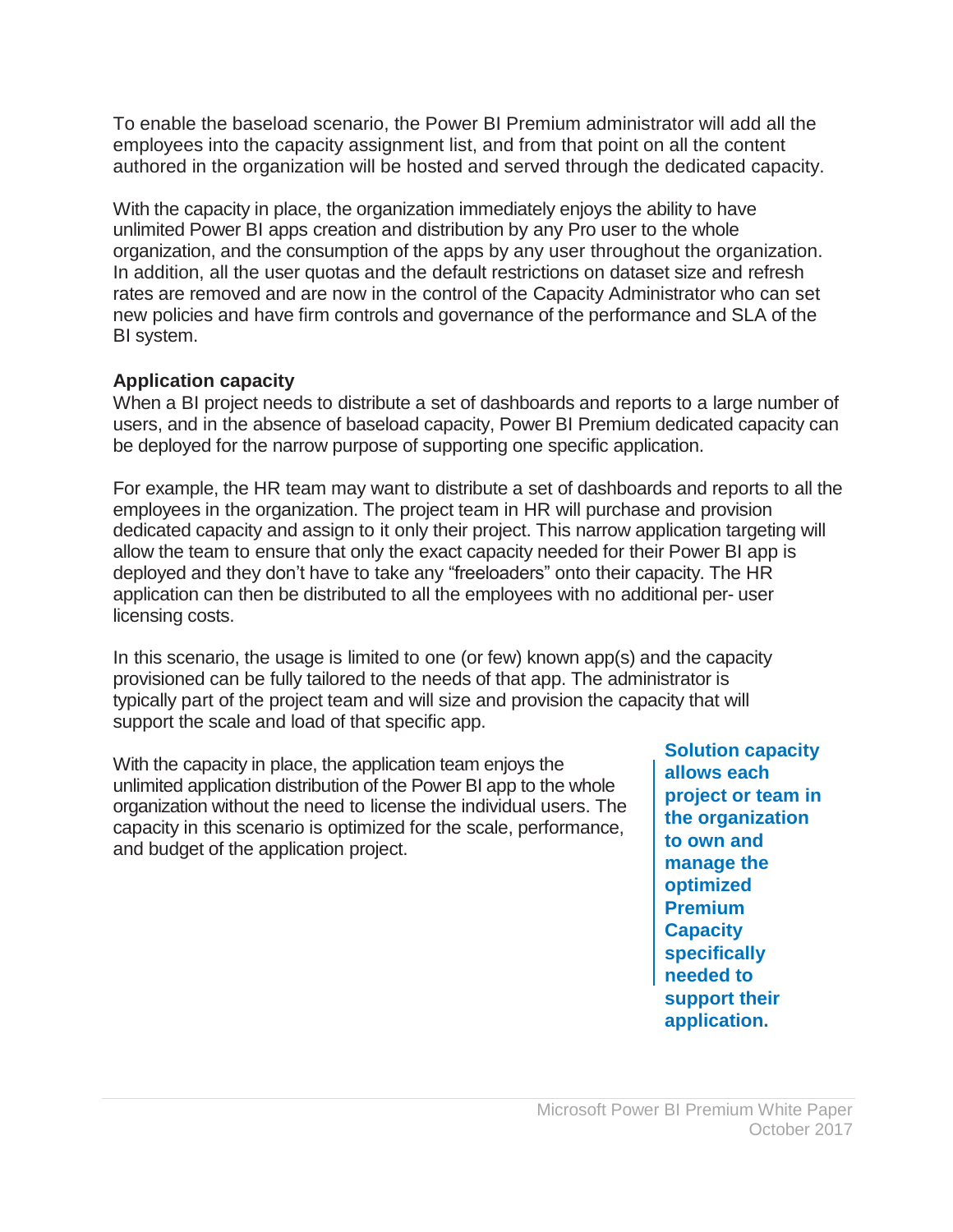To enable the baseload scenario, the Power BI Premium administrator will add all the employees into the capacity assignment list, and from that point on all the content authored in the organization will be hosted and served through the dedicated capacity.

With the capacity in place, the organization immediately enjoys the ability to have unlimited Power BI apps creation and distribution by any Pro user to the whole organization, and the consumption of the apps by any user throughout the organization. In addition, all the user quotas and the default restrictions on dataset size and refresh rates are removed and are now in the control of the Capacity Administrator who can set new policies and have firm controls and governance of the performance and SLA of the BI system.

**Application capacity**

When a BI project needs to distribute a set of dashboards and reports to a large number of users, and in the absence of baseload capacity, Power BI Premium dedicated capacity can be deployed for the narrow purpose of supporting one specific application.

For example, the HR team may want to distribute a set of dashboards and reports to all the employees in the organization. The project team in HR will purchase and provision dedicated capacity and assign to it only their project. This narrow application targeting will allow the team to ensure that only the exact capacity needed for their Power BI app is deployed and they don't have to take any "freeloaders" onto their capacity. The HR application can then be distributed to all the employees with no additional per- user licensing costs.

In this scenario, the usage is limited to one (or few) known app(s) and the capacity provisioned can be fully tailored to the needs of that app. The administrator is typically part of the project team and will size and provision the capacity that will support the scale and load of that specific app.

With the capacity in place, the application team enjoys the unlimited application distribution of the Power BI app to the whole organization without the need to license the individual users. The capacity in this scenario is optimized for the scale, performance, and budget of the application project.

**Solution capacity allows each project or team in the organization to own and manage the optimized Premium Capacity specifically needed to support their application.**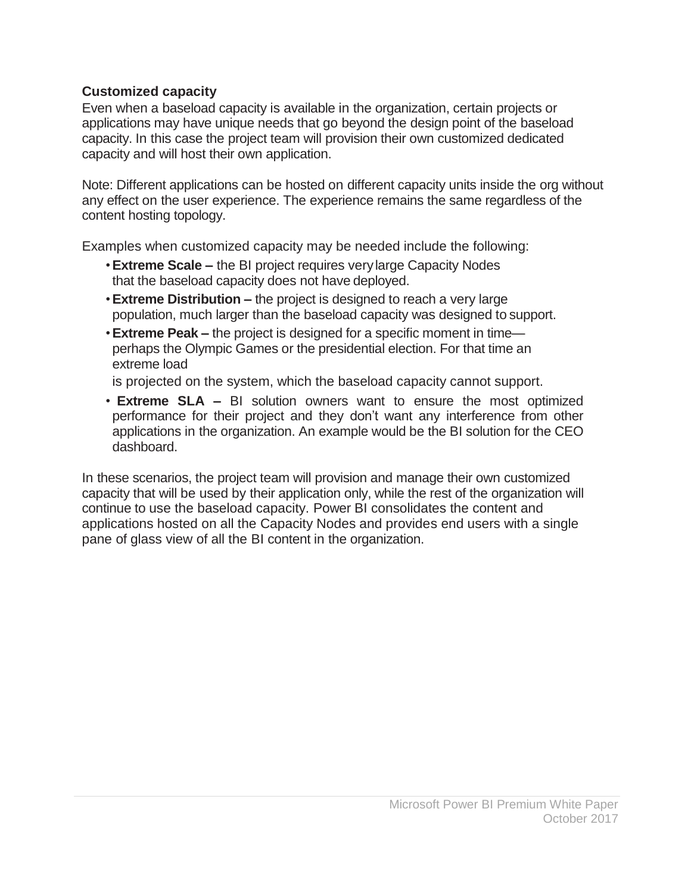### Customized capacity

Even when a baseload capacity is available in the organization, certain projects or applications may have unique needs that go beyond the design point of the baseload capacity. In this case the project team will provision their own customized dedicated capacity and will host their own application.

Note: Different applications can be hosted on different capacity units inside the org without any effect on the user experience. The experience remains the same regardless of the content hosting topology.

Examples when customized capacity may be needed include the following:

- **Extreme Scale –** the BI project requires very large Capacity Nodes that the baseload capacity does not have deployed.
- **Extreme Distribution –** the project is designed to reach a very large population, much larger than the baseload capacity was designed to support.
- **Extreme Peak –** the project is designed for a specific moment in time—perhaps the Olympic Games or the presidential election. For that time an extreme load is projected on the system, which the baseload capacity cannot support.
- **Extreme SLA –** BI solution owners want to ensure the most optimized performance for their project and they don't want any interference from other applications in the organization. An example would be the BI solution for the CEO dashboard.

In these scenarios, the project team will provision and manage their own customized capacity that will be used by their application only, while the rest of the organization will continue to use the baseload capacity. Power BI consolidates the content and applications hosted on all the Capacity Nodes and provides end users with a single pane of glass view of all the BI content in the organization.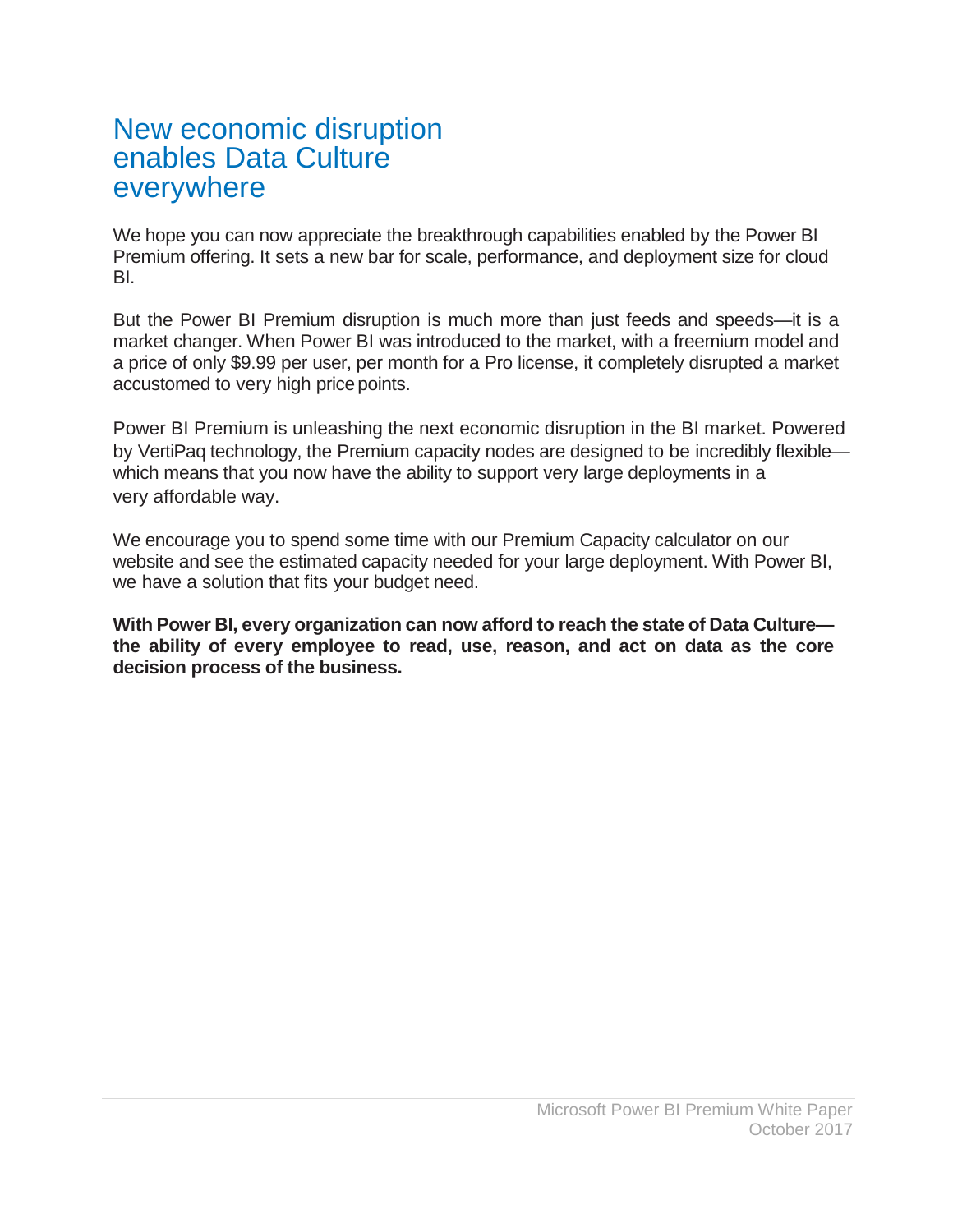# New economic disruption enables Data Culture everywhere

We hope you can now appreciate the breakthrough capabilities enabled by the Power BI Premium offering. It sets a new bar for scale, performance, and deployment size for cloud BI.

But the Power BI Premium disruption is much more than just feeds and speeds—it is a market changer. When Power BI was introduced to the market, with a freemium model and a price of only $9.99 per user, per month for a Pro license, it completely disrupted a market accustomed to very high price points.

Power BI Premium is unleashing the next economic disruption in the BI market. Powered by VertiPaq technology, the Premium capacity nodes are designed to be incredibly flexible—which means that you now have the ability to support very large deployments in a very affordable way.

We encourage you to spend some time with our Premium Capacity calculator on our website and see the estimated capacity needed for your large deployment. With Power BI, we have a solution that fits your budget need.

**With Power BI, every organization can now afford to reach the state of Data Culture—the ability of every employee to read, use, reason, and act on data as the core decision process of the business.**